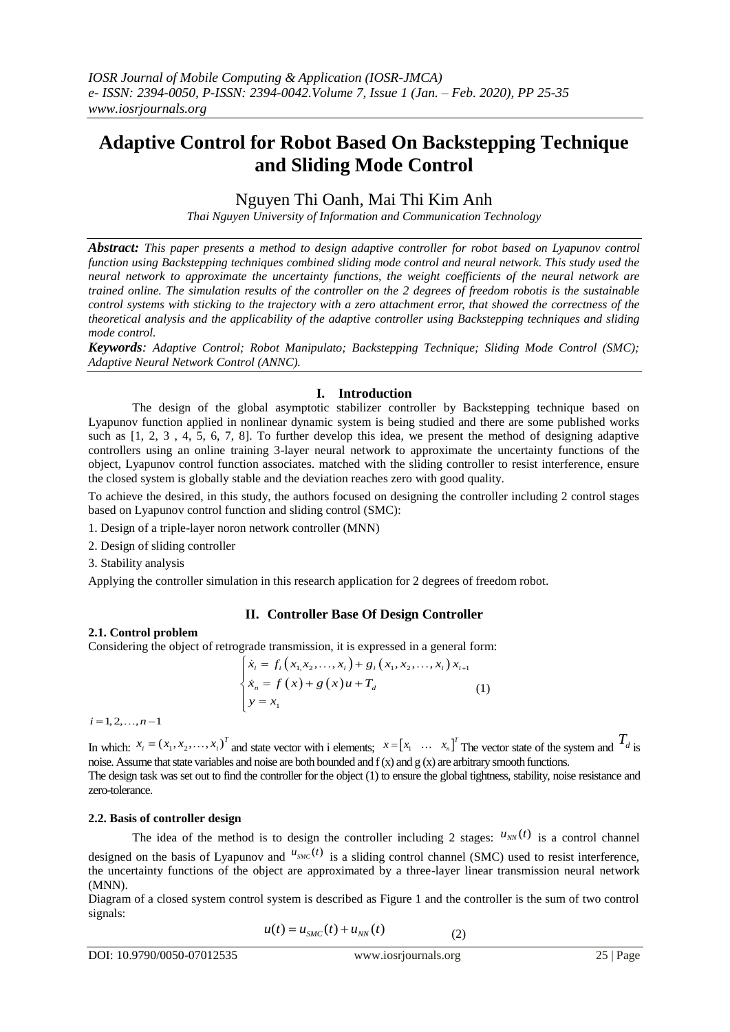# Adaptive Control for Robot Based On Backstepping Technique and Sliding Mode Control

Nguyen Thi Oanh, Mai Thi Kim Anh

*Thai Nguyen University of Information and Communication Technology*

***Abstract:*** *This paper presents a method to design adaptive controller for robot based on Lyapunov control function using Backstepping techniques combined sliding mode control and neural network. This study used the neural network to approximate the uncertainty functions, the weight coefficients of the neural network are trained online. The simulation results of the controller on the 2 degrees of freedom robotis is the sustainable control systems with sticking to the trajectory with a zero attachment error, that showed the correctness of the theoretical analysis and the applicability of the adaptive controller using Backstepping techniques and sliding mode control.*

***Keywords****: Adaptive Control; Robot Manipulato; Backstepping Technique; Sliding Mode Control (SMC); Adaptive Neural Network Control (ANNC).*

## I. Introduction

The design of the global asymptotic stabilizer controller by Backstepping technique based on Lyapunov function applied in nonlinear dynamic system is being studied and there are some published works such as [1, 2, 3 , 4, 5, 6, 7, 8]. To further develop this idea, we present the method of designing adaptive controllers using an online training 3-layer neural network to approximate the uncertainty functions of the object, Lyapunov control function associates. matched with the sliding controller to resist interference, ensure the closed system is globally stable and the deviation reaches zero with good quality.

To achieve the desired, in this study, the authors focused on designing the controller including 2 control stages based on Lyapunov control function and sliding control (SMC):

1. Design of a triple-layer noron network controller (MNN)
2. Design of sliding controller
3. Stability analysis

Applying the controller simulation in this research application for 2 degrees of freedom robot.

## II. Controller Base Of Design Controller

### 2.1. Control problem

Considering the object of retrograde transmission, it is expressed in a general form:

$$\begin{cases} \dot{x}_i = f_i\left(x_1, x_2, \ldots, x_i\right) + g_i\left(x_1, x_2, \ldots, x_i\right) x_{i+1} \\ \dot{x}_n = f\left(x\right) + g\left(x\right) u + T_d \\ y = x_1 \end{cases} \quad (1)$$

$i = 1, 2, \ldots, n-1$

In which: $x_i = (x_1, x_2, \ldots, x_i)^T$ and state vector with i elements; $x = [x_1 \;\; \ldots \;\; x_n]^T$ The vector state of the system and $T_d$ is noise. Assume that state variables and noise are both bounded and f (x) and g (x) are arbitrary smooth functions.

The design task was set out to find the controller for the object (1) to ensure the global tightness, stability, noise resistance and zero-tolerance.

### 2.2. Basis of controller design

The idea of the method is to design the controller including 2 stages: $u_{NN}(t)$ is a control channel designed on the basis of Lyapunov and $u_{SMC}(t)$ is a sliding control channel (SMC) used to resist interference, the uncertainty functions of the object are approximated by a three-layer linear transmission neural network (MNN).

Diagram of a closed system control system is described as Figure 1 and the controller is the sum of two control signals:

$$u(t) = u_{SMC}(t) + u_{NN}(t) \quad (2)$$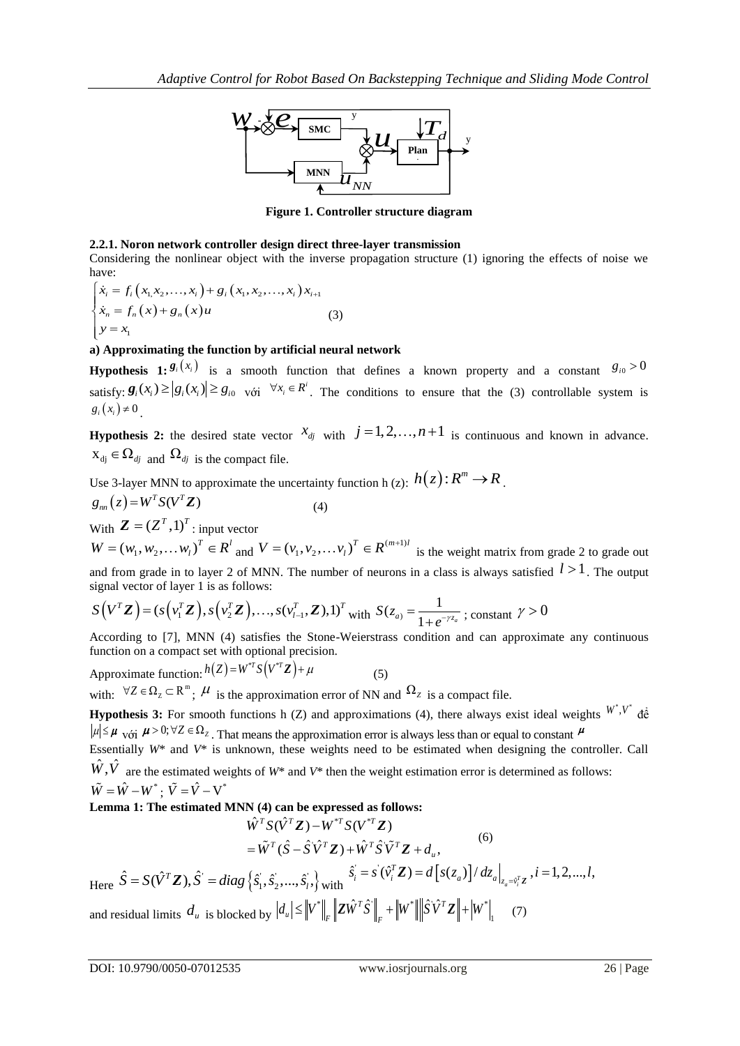Figure 1. Controller structure diagram

**2.2.1. Noron network controller design direct three-layer transmission**

Considering the nonlinear object with the inverse propagation structure (1) ignoring the effects of noise we have:

$$\begin{cases} \dot{x}_i = f_i\left(x_1, x_2, \ldots, x_i\right) + g_i\left(x_1, x_2, \ldots, x_i\right) x_{i+1} \\ \dot{x}_n = f_n\left(x\right) + g_n\left(x\right) u \\ y = x_1 \end{cases} \quad (3)$$

**a) Approximating the function by artificial neural network**

**Hypothesis 1:** $g_i\left(x_i\right)$ is a smooth function that defines a known property and a constant $g_{i0} > 0$ satisfy: $\boldsymbol{g}_i(x_i) \geq \left|g_i(x_i)\right| \geq g_{i0}$ với $\forall x_i \in R^i$. The conditions to ensure that the (3) controllable system is $g_i\left(x_i\right) \neq 0$.

**Hypothesis 2:** the desired state vector $x_{dj}$ with $j = 1, 2, \ldots, n+1$ is continuous and known in advance. $\mathrm{x}_{dj} \in \Omega_{dj}$ and $\Omega_{dj}$ is the compact file.

Use 3-layer MNN to approximate the uncertainty function h (z): $h(z): R^m \to R$.

$$g_{nn}\left(z\right) = W^T S(V^T \boldsymbol{Z}) \quad (4)$$

With $\boldsymbol{Z} = (Z^T, 1)^T$ : input vector

$W = (w_1, w_2, \ldots w_l)^T \in R^l$ and $V = (v_1, v_2, \ldots v_l)^T \in R^{(m+1)l}$ is the weight matrix from grade 2 to grade out and from grade in to layer 2 of MNN. The number of neurons in a class is always satisfied $l > 1$. The output signal vector of layer 1 is as follows:

$$S\left(V^T \boldsymbol{Z}\right) = (s\left(v_1^T \boldsymbol{Z}\right), s\left(v_2^T \boldsymbol{Z}\right), \ldots, s(v_{l-1}^T, \boldsymbol{Z}), 1)^T \text{ with } S(z_a) = \frac{1}{1 + e^{-\gamma z_a}} \text{ ; constant } \gamma > 0$$

According to [7], MNN (4) satisfies the Stone-Weierstrass condition and can approximate any continuous function on a compact set with optional precision.

Approximate function: $h(Z) = W^{*T} S\left(V^{*T} \boldsymbol{Z}\right) + \mu \quad (5)$

with: $\forall Z \in \Omega_Z \subset \mathrm{R}^m$; $\mu$ is the approximation error of NN and $\Omega_Z$ is a compact file.

**Hypothesis 3:** For smooth functions h (Z) and approximations (4), there always exist ideal weights $W^*, V^*$ để $|\mu| \leq \boldsymbol{\mu}$ với $\boldsymbol{\mu} > 0; \forall Z \in \Omega_Z$. That means the approximation error is always less than or equal to constant $\boldsymbol{\mu}$

Essentially *W*\* and *V*\* is unknown, these weights need to be estimated when designing the controller. Call $\hat{W}, \hat{V}$ are the estimated weights of *W*\* and *V*\* then the weight estimation error is determined as follows:

$\tilde{W} = \hat{W} - W^*$; $\tilde{V} = \hat{V} - \mathrm{V}^*$

**Lemma 1: The estimated MNN (4) can be expressed as follows:**

$$\begin{aligned} &\hat{W}^T S(\hat{V}^T \boldsymbol{Z}) - W^{*T} S(V^{*T} \boldsymbol{Z}) \\ &= \tilde{W}^T (\hat{S} - \hat{S}' \hat{V}^T \boldsymbol{Z}) + \hat{W}^T \hat{S}' \tilde{V}^T \boldsymbol{Z} + d_u, \end{aligned} \quad (6)$$

Here $\hat{S} = S(\hat{V}^T \boldsymbol{Z}), \hat{S}' = diag\left\{\hat{s}_1', \hat{s}_2', ..., \hat{s}_l',\right\}$ with $\hat{s}_i' = s'(\hat{v}_i^T \boldsymbol{Z}) = d\left[s(z_a)\right] / dz_a\Big|_{z_a = \hat{v}_i^T \boldsymbol{Z}}, i = 1, 2, ..., l,$

and residual limits $d_u$ is blocked by $\left|d_u\right| \leq \left\|V^*\right\|_F \left\|\boldsymbol{Z} \hat{W}^T \hat{S}'\right\|_F + \left\|W^*\right\| \left\|\hat{S}' \hat{V}^T \boldsymbol{Z}\right\| + \left|W^*\right|_1 \quad (7)$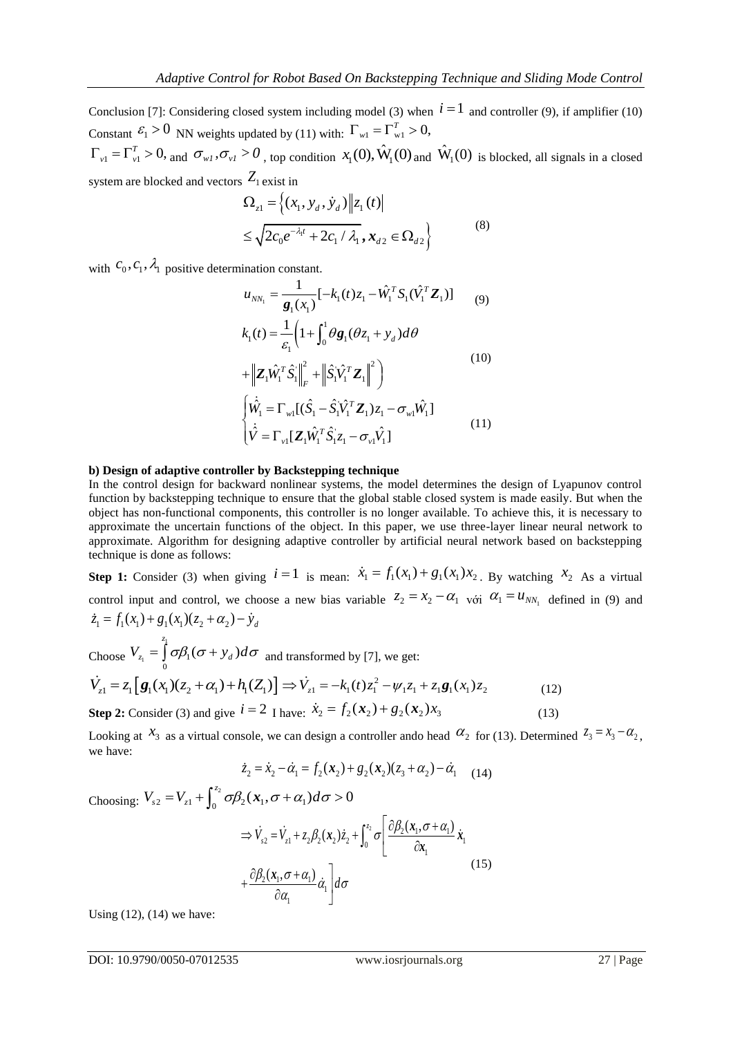Conclusion [7]: Considering closed system including model (3) when $i = 1$ and controller (9), if amplifier (10) Constant $\varepsilon_1 > 0$ NN weights updated by (11) with: $\Gamma_{w1} = \Gamma_{w1}^T > 0,$ $\Gamma_{v1} = \Gamma_{v1}^T > 0,$ and $\sigma_{w1}, \sigma_{v1} > 0$, top condition $x_1(0), \hat{W}_1(0)$ and $\hat{W}_1(0)$ is blocked, all signals in a closed system are blocked and vectors $Z_1$ exist in

$$\Omega_{z1} = \Big\{ (x_1, y_d, \dot{y}_d) \| z_1(t) | \leq \sqrt{2c_0 e^{-\lambda_1 t} + 2c_1/\lambda_1}, \boldsymbol{x}_{d2} \in \Omega_{d2} \Big\} \tag{8}$$

with $c_0, c_1, \lambda_1$ positive determination constant.

$$u_{NN_1} = \frac{1}{\boldsymbol{g}_1(x_1)}[-k_1(t)z_1 - \hat{W}_1^T S_1(\hat{V}_1^T \boldsymbol{Z}_1)] \tag{9}$$

$$k_1(t) = \frac{1}{\varepsilon_1}\Big(1 + \int_0^1 \theta \boldsymbol{g}_1(\theta z_1 + y_d) d\theta + \left\| \boldsymbol{Z}_1 \hat{W}_1^T \hat{S}_1^{'} \right\|_F^2 + \left\| \hat{S}_1^{'} \hat{V}_1^T \boldsymbol{Z}_1 \right\|^2 \Big) \tag{10}$$

$$\begin{cases} \dot{\hat{W}}_1 = \Gamma_{w1}[(\hat{S}_1 - \hat{S}_1^{'} \hat{V}_1^T \boldsymbol{Z}_1) z_1 - \sigma_{w1} \hat{W}_1] \\ \dot{\hat{V}} = \Gamma_{v1}[\boldsymbol{Z}_1 \hat{W}_1^T \hat{S}_1^{'} z_1 - \sigma_{v1} \hat{V}_1] \end{cases} \tag{11}$$

**b) Design of adaptive controller by Backstepping technique**

In the control design for backward nonlinear systems, the model determines the design of Lyapunov control function by backstepping technique to ensure that the global stable closed system is made easily. But when the object has non-functional components, this controller is no longer available. To achieve this, it is necessary to approximate the uncertain functions of the object. In this paper, we use three-layer linear neural network to approximate. Algorithm for designing adaptive controller by artificial neural network based on backstepping technique is done as follows:

**Step 1:** Consider (3) when giving $i = 1$ is mean: $\dot{x}_1 = f_1(x_1) + g_1(x_1)x_2$. By watching $x_2$ As a virtual control input and control, we choose a new bias variable $z_2 = x_2 - \alpha_1$ với $\alpha_1 = u_{NN_1}$ defined in (9) and $\dot{z}_1 = f_1(x_1) + g_1(x_1)(z_2 + \alpha_2) - \dot{y}_d$

Choose $V_{z_1} = \int_0^{z_1} \sigma \beta_1(\sigma + y_d) d\sigma$ and transformed by [7], we get:

$$\dot{V}_{z1} = z_1\left[\boldsymbol{g}_1(x_1)(z_2 + \alpha_1) + h_1(Z_1)\right] \Rightarrow \dot{V}_{z1} = -k_1(t)z_1^2 - \psi_1 z_1 + z_1 \boldsymbol{g}_1(x_1) z_2 \tag{12}$$

**Step 2:** Consider (3) and give $i = 2$ I have: $\dot{x}_2 = f_2(\boldsymbol{x}_2) + g_2(\boldsymbol{x}_2)x_3$ (13)

Looking at $x_3$ as a virtual console, we can design a controller ando head $\alpha_2$ for (13). Determined $z_3 = x_3 - \alpha_2$, we have:

$$\dot{z}_2 = \dot{x}_2 - \dot{\alpha}_1 = f_2(\boldsymbol{x}_2) + g_2(\boldsymbol{x}_2)(z_3 + \alpha_2) - \dot{\alpha}_1 \tag{14}$$

Choosing: $V_{s2} = V_{z1} + \int_0^{z_2} \sigma \beta_2(\boldsymbol{x}_1, \sigma + \alpha_1) d\sigma > 0$

$$\Rightarrow \dot{V}_{s2} = \dot{V}_{z1} + z_2 \beta_2(\boldsymbol{x}_2)\dot{z}_2 + \int_0^{z_2} \sigma \left[ \frac{\partial \beta_2(\boldsymbol{x}_1, \sigma + \alpha_1)}{\partial \boldsymbol{x}_1} \dot{\boldsymbol{x}}_1 + \frac{\partial \beta_2(\boldsymbol{x}_1, \sigma + \alpha_1)}{\partial \alpha_1} \dot{\alpha}_1 \right] d\sigma \tag{15}$$

Using (12), (14) we have: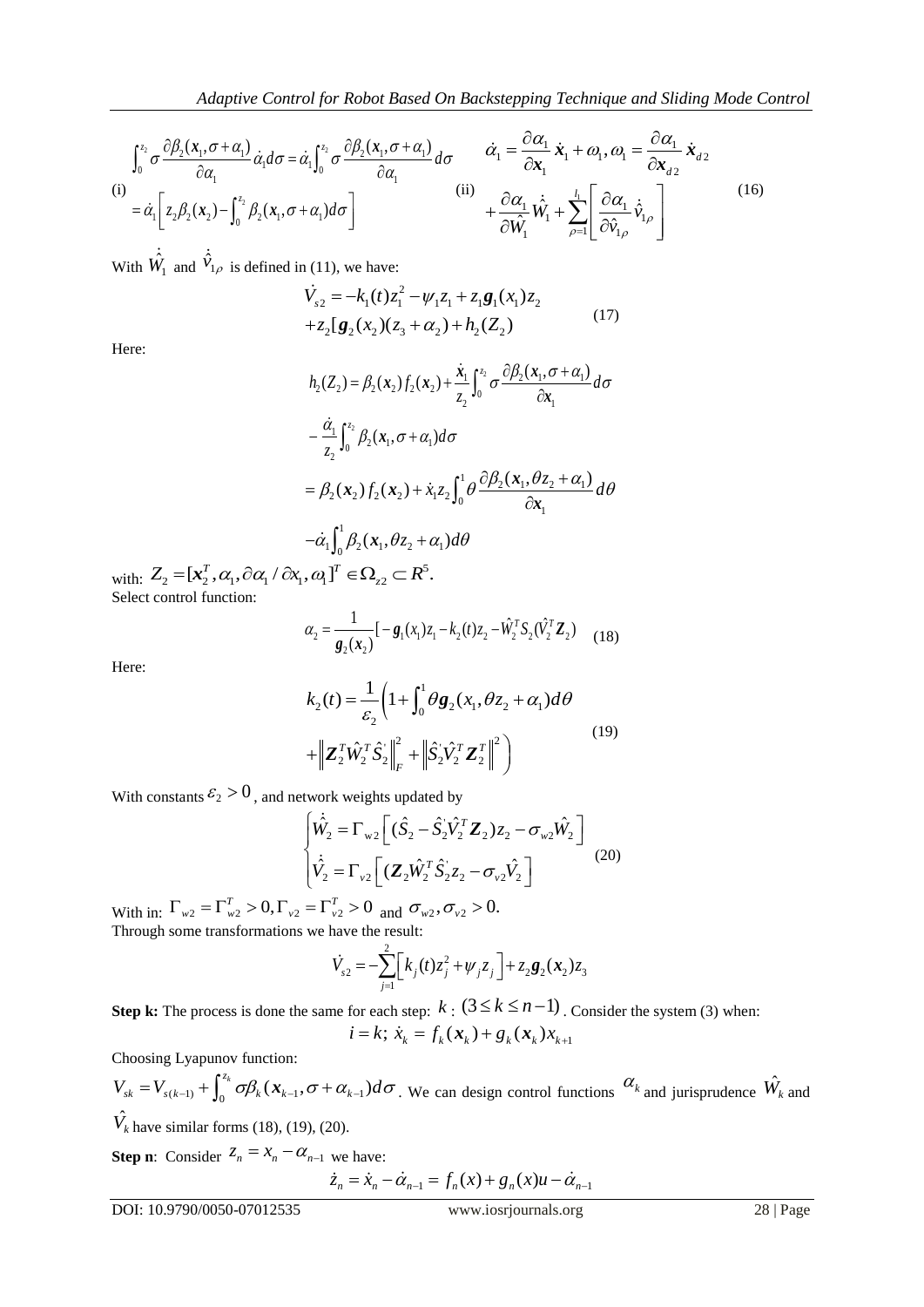$$\text{(i)}\quad \begin{aligned}&\int_0^{z_2} \sigma \frac{\partial \beta_2(\mathbf{x}_1, \sigma+\alpha_1)}{\partial \alpha_1}\dot{\alpha}_1 d\sigma = \dot{\alpha}_1 \int_0^{z_2} \sigma \frac{\partial \beta_2(\mathbf{x}_1, \sigma+\alpha_1)}{\partial \alpha_1} d\sigma \\ &= \dot{\alpha}_1 \left[ z_2 \beta_2(\mathbf{x}_2) - \int_0^{z_2} \beta_2(\mathbf{x}_1, \sigma+\alpha_1) d\sigma \right]\end{aligned} \qquad \text{(ii)}\quad \begin{aligned}&\dot{\alpha}_1 = \frac{\partial \alpha_1}{\partial \mathbf{x}_1}\dot{\mathbf{x}}_1 + \omega_1, \omega_1 = \frac{\partial \alpha_1}{\partial \mathbf{x}_{d2}}\dot{\mathbf{x}}_{d2} \\ &+ \frac{\partial \alpha_1}{\partial \hat{W}_1}\dot{\hat{W}}_1 + \sum_{\rho=1}^{l_1}\left[\frac{\partial \alpha_1}{\partial \hat{v}_{1\rho}}\dot{\hat{v}}_{1\rho}\right]\end{aligned} \tag{16}$$

With $\dot{\hat{W}}_1$ and $\dot{\hat{v}}_{1\rho}$ is defined in (11), we have:

$$\begin{aligned}\dot{V}_{s2} &= -k_1(t)z_1^2 - \psi_1 z_1 + z_1 \mathbf{g}_1(x_1) z_2 \\ &+ z_2[\mathbf{g}_2(x_2)(z_3+\alpha_2) + h_2(Z_2)\end{aligned} \tag{17}$$

Here:

$$\begin{aligned}h_2(Z_2) &= \beta_2(\mathbf{x}_2) f_2(\mathbf{x}_2) + \frac{\dot{\mathbf{x}}_1}{z_2}\int_0^{z_2} \sigma \frac{\partial \beta_2(\mathbf{x}_1, \sigma+\alpha_1)}{\partial \mathbf{x}_1} d\sigma \\ &- \frac{\dot{\alpha}_1}{z_2}\int_0^{z_2} \beta_2(\mathbf{x}_1, \sigma+\alpha_1) d\sigma \\ &= \beta_2(\mathbf{x}_2) f_2(\mathbf{x}_2) + \dot{x}_1 z_2 \int_0^1 \theta \frac{\partial \beta_2(\mathbf{x}_1, \theta z_2 + \alpha_1)}{\partial \mathbf{x}_1} d\theta \\ &- \dot{\alpha}_1 \int_0^1 \beta_2(\mathbf{x}_1, \theta z_2 + \alpha_1) d\theta\end{aligned}$$

with: $Z_2 = [\mathbf{x}_2^T, \alpha_1, \partial \alpha_1 / \partial x_1, \omega_1]^T \in \Omega_{z2} \subset R^5$.

Select control function:

$$\alpha_2 = \frac{1}{\mathbf{g}_2(x_2)}[-\mathbf{g}_1(x_1)z_1 - k_2(t)z_2 - \hat{W}_2^T S_2(\hat{V}_2^T \mathbf{Z}_2) \tag{18}$$

Here:

$$\begin{aligned}k_2(t) &= \frac{1}{\varepsilon_2}\left(1 + \int_0^1 \theta \mathbf{g}_2(x_1, \theta z_2 + \alpha_1) d\theta \right. \\ &\left. + \left\| \mathbf{Z}_2^T \hat{W}_2^T \hat{S}_2^{'} \right\|_F^2 + \left\| \hat{S}_2^{'} \hat{V}_2^T \mathbf{Z}_2^T \right\|^2 \right)\end{aligned} \tag{19}$$

With constants $\varepsilon_2 > 0$, and network weights updated by

$$\begin{cases}\dot{\hat{W}}_2 = \Gamma_{w2}\left[(\hat{S}_2 - \hat{S}_2^{'}\hat{V}_2^T \mathbf{Z}_2)z_2 - \sigma_{w2}\hat{W}_2\right] \\ \dot{\hat{V}}_2 = \Gamma_{v2}\left[(\mathbf{Z}_2 \hat{W}_2^T \hat{S}_2^{'} z_2 - \sigma_{v2}\hat{V}_2\right]\end{cases} \tag{20}$$

With in: $\Gamma_{w2} = \Gamma_{w2}^T > 0, \Gamma_{v2} = \Gamma_{v2}^T > 0$ and $\sigma_{w2}, \sigma_{v2} > 0.$

Through some transformations we have the result:

$$\dot{V}_{s2} = -\sum_{j=1}^{2}\left[k_j(t)z_j^2 + \psi_j z_j\right] + z_2 \mathbf{g}_2(\mathbf{x}_2) z_3$$

**Step k:** The process is done the same for each step: $k: (3 \le k \le n-1)$. Consider the system (3) when:

$$i = k;\ \dot{x}_k = f_k(\mathbf{x}_k) + g_k(\mathbf{x}_k) x_{k+1}$$

Choosing Lyapunov function:

$V_{sk} = V_{s(k-1)} + \int_0^{z_k} \sigma \beta_k(\mathbf{x}_{k-1}, \sigma + \alpha_{k-1}) d\sigma$. We can design control functions $\alpha_k$ and jurisprudence $\hat{W}_k$ and $\hat{V}_k$ have similar forms (18), (19), (20).

**Step n**: Consider $z_n = x_n - \alpha_{n-1}$ we have:

$$\dot{z}_n = \dot{x}_n - \dot{\alpha}_{n-1} = f_n(x) + g_n(x)u - \dot{\alpha}_{n-1}$$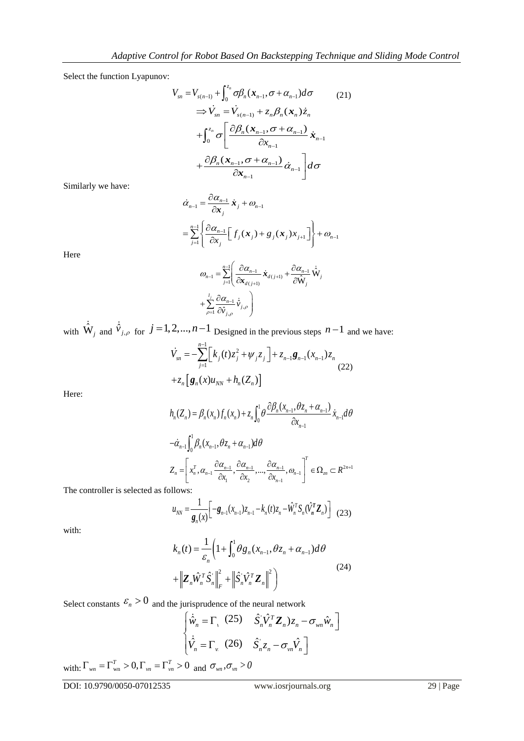Select the function Lyapunov:

$$V_{sn} = V_{s(n-1)} + \int_0^{z_n} \sigma\beta_n(\mathbf{x}_{n-1}, \sigma + \alpha_{n-1})d\sigma \qquad (21)$$

$$\Rightarrow \dot{V}_{sn} = \dot{V}_{s(n-1)} + z_n\beta_n(\mathbf{x}_n)\dot{z}_n + \int_0^{z_n} \sigma\left[\frac{\partial\beta_n(\mathbf{x}_{n-1}, \sigma + \alpha_{n-1})}{\partial x_{n-1}}\dot{\mathbf{x}}_{n-1} + \frac{\partial\beta_n(\mathbf{x}_{n-1}, \sigma + \alpha_{n-1})}{\partial \mathbf{x}_{n-1}}\dot{\alpha}_{n-1}\right]d\sigma$$

Similarly we have:

$$\dot{\alpha}_{n-1} = \frac{\partial\alpha_{n-1}}{\partial \mathbf{x}_j}\dot{\mathbf{x}}_j + \omega_{n-1} = \sum_{j=1}^{n-1}\left\{\frac{\partial\alpha_{n-1}}{\partial x_j}\left[f_j(\mathbf{x}_j) + g_j(\mathbf{x}_j)x_{j+1}\right]\right\} + \omega_{n-1}$$

Here

$$\omega_{n-1} = \sum_{j=1}^{n-1}\left(\frac{\partial\alpha_{n-1}}{\partial \mathbf{x}_{d(j+1)}}\dot{\mathbf{x}}_{d(j+1)} + \frac{\partial\alpha_{n-1}}{\partial\hat{\mathrm{W}}_j}\dot{\hat{\mathrm{W}}}_j + \sum_{\rho=1}^{l_j}\frac{\partial\alpha_{n-1}}{\partial\hat{v}_{j,\rho}}\dot{\hat{v}}_{j,\rho}\right)$$

with $\dot{\hat{\mathrm{W}}}_j$ and $\dot{\hat{v}}_{j,\rho}$ for $j = 1, 2, ..., n-1$ Designed in the previous steps $n-1$ and we have:

$$\dot{V}_{sn} = -\sum_{j=1}^{n-1}\left[k_j(t)z_j^2 + \psi_j z_j\right] + z_{n-1}\boldsymbol{g}_{n-1}(x_{n-1})z_n + z_n\left[\boldsymbol{g}_n(x)u_{NN} + h_n(Z_n)\right] \qquad (22)$$

Here:

$$h_n(Z_n) = \beta_n(x_n)f_n(x_n) + z_n\int_0^1\theta\frac{\partial\beta_n(x_{n-1}, \theta z_n + \alpha_{n-1})}{\partial x_{n-1}}\dot{x}_{n-1}d\theta - \dot{\alpha}_{n-1}\int_0^1\beta_n(x_{n-1}, \theta z_n + \alpha_{n-1})d\theta$$

$$Z_n = \left[x_n^T, \alpha_{n-1}\frac{\partial\alpha_{n-1}}{\partial x_1}, \frac{\partial\alpha_{n-1}}{\partial x_2}, ..., \frac{\partial\alpha_{n-1}}{\partial x_{n-1}}, \omega_{n-1}\right]^T \in \Omega_{zn} \subset R^{2n+1}$$

The controller is selected as follows:

$$u_{NN} = \frac{1}{\boldsymbol{g}_n(x)}\left[-\boldsymbol{g}_{n-1}(x_{n-1})z_{n-1} - k_n(t)z_n - \hat{W}_n^T S_n(\hat{V}_n^T \mathbf{Z}_n)\right] \qquad (23)$$

with:

$$k_n(t) = \frac{1}{\varepsilon_n}\left(1 + \int_0^1\theta g_n(x_{n-1}, \theta z_n + \alpha_{n-1})d\theta + \left\|\mathbf{Z}_n\hat{W}_n^T\hat{S}_n^{'}\right\|_F^2 + \left\|\hat{S}_n^{'}\hat{V}_n^T\mathbf{Z}_n\right\|^2\right) \qquad (24)$$

Select constants $\varepsilon_n > 0$ and the jurisprudence of the neural network

$$\begin{cases}\dot{\hat{w}}_n = \Gamma_{\text{\textbackslash}} \;(25)\quad \hat{S}_n^{'}\hat{V}_n^T\mathbf{Z}_n)z_n - \sigma_{wn}\hat{w}_n\big] \\ \dot{\hat{V}}_n = \Gamma_{v_i} \;(26)\quad \hat{S}_n^{'}z_n - \sigma_{vn}\hat{V}_n\big]\end{cases}$$

with: $\Gamma_{wn} = \Gamma_{wn}^T > 0, \Gamma_{vn} = \Gamma_{vn}^T > 0$ and $\sigma_{wn}, \sigma_{vn} > 0$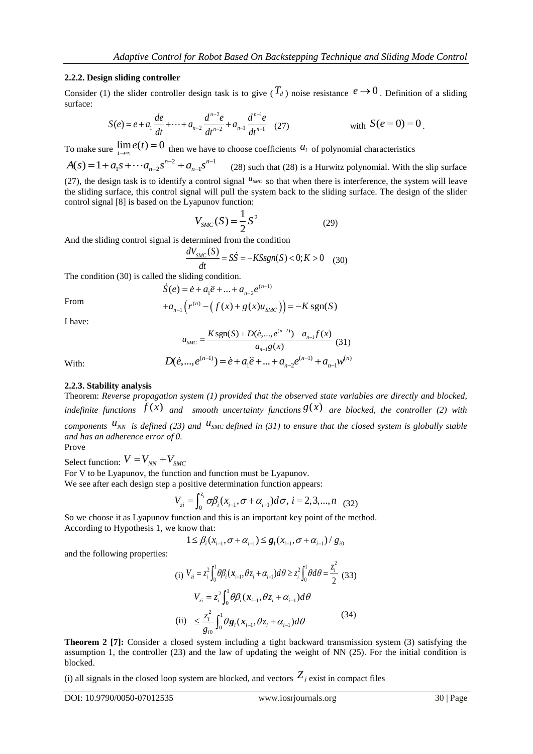### 2.2.2. Design sliding controller

Consider (1) the slider controller design task is to give ($T_d$) noise resistance $e \to 0$. Definition of a sliding surface:

$$S(e) = e + a_1 \frac{de}{dt} + \cdots + a_{n-2} \frac{d^{n-2}e}{dt^{n-2}} + a_{n-1} \frac{d^{n-1}e}{dt^{n-1}} \quad (27) \qquad \text{with } S(e=0) = 0.$$

To make sure $\lim_{t\to\infty} e(t) = 0$ then we have to choose coefficients $a_i$ of polynomial characteristics

$A(s) = 1 + a_1 s + \cdots a_{n-2}s^{n-2} + a_{n-1}s^{n-1}$ (28) such that (28) is a Hurwitz polynomial. With the slip surface (27), the design task is to identify a control signal $u_{SMC}$ so that when there is interference, the system will leave the sliding surface, this control signal will pull the system back to the sliding surface. The design of the slider control signal [8] is based on the Lyapunov function:

$$V_{SMC}(S) = \frac{1}{2} S^2 \qquad (29)$$

And the sliding control signal is determined from the condition

$$\frac{dV_{SMC}(S)}{dt} = S\dot{S} = -KSsgn(S) < 0; K > 0 \quad (30)$$

The condition (30) is called the sliding condition.

From

$$\begin{aligned} \dot{S}(e) &= \dot{e} + a_1\ddot{e} + ... + a_{n-2}e^{(n-1)} \\ &+ a_{n-1}\left(r^{(n)} - \left(f(x) + g(x)u_{SMC}\right)\right) = -K\,\text{sgn}(S) \end{aligned}$$

I have:

$$u_{SMC} = \frac{K\,\text{sgn}(S) + D(\dot{e},...,e^{(n-2)}) - a_{n-1}f(x)}{a_{n-1}g(x)} \quad (31)$$

With:

$$D(\dot{e},...,e^{(n-1)}) = \dot{e} + a_1\ddot{e} + ... + a_{n-2}e^{(n-1)} + a_{n-1}w^{(n)}$$

### 2.2.3. Stability analysis

Theorem: *Reverse propagation system (1) provided that the observed state variables are directly and blocked, indefinite functions $f(x)$ and smooth uncertainty functions $g(x)$ are blocked, the controller (2) with components $u_{NN}$ is defined (23) and $u_{SMC}$ defined in (31) to ensure that the closed system is globally stable and has an adherence error of 0.*

Prove

Select function: $V = V_{NN} + V_{SMC}$

For V to be Lyapunov, the function and function must be Lyapunov.

We see after each design step a positive determination function appears:

$$V_{zi} = \int_0^{z_i} \sigma\beta_i(x_{i-1}, \sigma + \alpha_{i-1})d\sigma,\ i = 2,3,...,n \quad (32)$$

So we choose it as Lyapunov function and this is an important key point of the method.

According to Hypothesis 1, we know that:

$$1 \le \beta_i(x_{i-1}, \sigma + \alpha_{i-1}) \le \boldsymbol{g}_1(x_{i-1}, \sigma + \alpha_{i-1}) / g_{i0}$$

and the following properties:

$$\text{(i) } V_{zi} = z_i^2 \int_0^1 \theta\beta_i(\boldsymbol{x}_{i-1}, \theta z_i + \alpha_{i-1})d\theta \ge z_i^2 \int_0^1 \theta d\theta = \frac{z_i^2}{2} \quad (33)$$

$$\begin{aligned} V_{zi} &= z_i^2 \int_0^1 \theta\beta_i(\boldsymbol{x}_{i-1}, \theta z_i + \alpha_{i-1})d\theta \\ \text{(ii)} \quad &\le \frac{z_i^2}{g_{i0}} \int_0^1 \theta\boldsymbol{g}_i(\boldsymbol{x}_{i-1}, \theta z_i + \alpha_{i-1})d\theta \end{aligned} \quad (34)$$

**Theorem 2 [7]:** Consider a closed system including a tight backward transmission system (3) satisfying the assumption 1, the controller (23) and the law of updating the weight of NN (25). For the initial condition is blocked.

(i) all signals in the closed loop system are blocked, and vectors $Z_j$ exist in compact files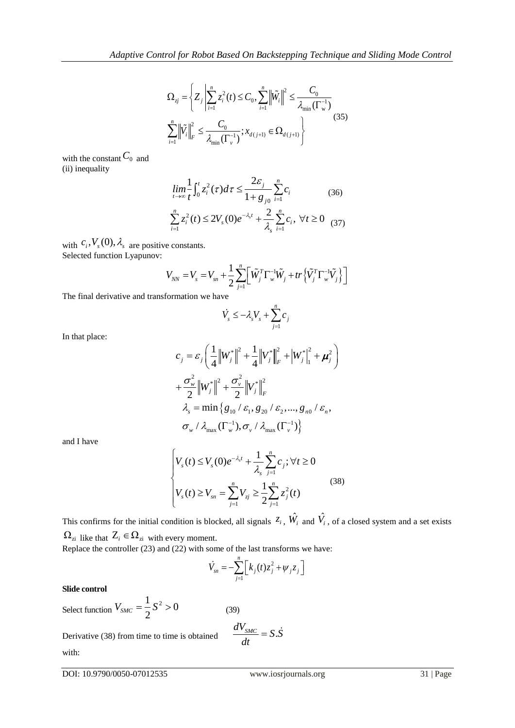$$\Omega_{zj} = \left\{ Z_j \left| \sum_{i=1}^{n} z_i^2(t) \le C_0, \sum_{i=1}^{n} \left\| \tilde{W}_i \right\|^2 \le \frac{C_0}{\lambda_{\min}(\Gamma_{\mathrm{w}}^{-1})} \right. \right.$$
$$\left. \sum_{i=1}^{n} \left\| \tilde{V}_i \right\|_F^2 \le \frac{C_0}{\lambda_{\min}(\Gamma_v^{-1})}; x_{d(j+1)} \in \Omega_{d(j+1)} \right\} \quad (35)$$

with the constant $C_0$ and
(ii) inequality

$$\lim_{t \to \infty} \frac{1}{t} \int_0^t z_i^2(\tau) d\tau \le \frac{2\varepsilon_j}{1 + g_{j0}} \sum_{i=1}^{n} c_i \quad (36)$$

$$\sum_{i=1}^{n} z_i^2(t) \le 2V_s(0) e^{-\lambda_s t} + \frac{2}{\lambda_s} \sum_{i=1}^{n} c_i, \ \forall t \ge 0 \quad (37)$$

with $c_i, V_s(0), \lambda_s$ are positive constants.
Selected function Lyapunov:

$$V_{NN} = V_s = V_{sn} + \frac{1}{2} \sum_{j=1}^{n} \left[ \tilde{W}_j^T \Gamma_w^{-1} \tilde{W}_j + tr\left\{ \tilde{V}_j^T \Gamma_w^{-1} \tilde{V}_j \right\} \right]$$

The final derivative and transformation we have

$$\dot{V}_s \le -\lambda_s V_s + \sum_{j=1}^{n} c_j$$

In that place:

$$c_j = \varepsilon_j \left( \frac{1}{4} \left\| W_j^* \right\|^2 + \frac{1}{4} \left\| V_j^* \right\|_F^2 + \left| W_j^* \right|_1^2 + \boldsymbol{\mu}_j^2 \right)$$
$$+ \frac{\sigma_w^2}{2} \left\| W_j^* \right\|^2 + \frac{\sigma_v^2}{2} \left\| V_j^* \right\|_F^2$$
$$\lambda_s = \min \left\{ g_{10} / \varepsilon_1, g_{20} / \varepsilon_2, ..., g_{n0} / \varepsilon_n, \right.$$
$$\left. \sigma_w / \lambda_{\max}(\Gamma_w^{-1}), \sigma_v / \lambda_{\max}(\Gamma_v^{-1}) \right\}$$

and I have

$$\begin{cases} V_s(t) \le V_s(0) e^{-\lambda_s t} + \dfrac{1}{\lambda_s} \displaystyle\sum_{j=1}^{n} c_j ; \forall t \ge 0 \\ V_s(t) \ge V_{sn} = \displaystyle\sum_{j=1}^{n} V_{zj} \ge \dfrac{1}{2} \sum_{j=1}^{n} z_j^2(t) \end{cases} \quad (38)$$

This confirms for the initial condition is blocked, all signals $z_i$, $\hat{W}_i$ and $\hat{V}_i$, of a closed system and a set exists $\Omega_{zi}$ like that $Z_i \in \Omega_{zi}$ with every moment.
Replace the controller (23) and (22) with some of the last transforms we have:

$$\dot{V}_{sn} = -\sum_{j=1}^{n} \left[ k_j(t) z_j^2 + \psi_j z_j \right]$$

**Slide control**

Select function $V_{SMC} = \dfrac{1}{2} S^2 > 0$ (39)

Derivative (38) from time to time is obtained $\dfrac{dV_{SMC}}{dt} = S.\dot{S}$

with: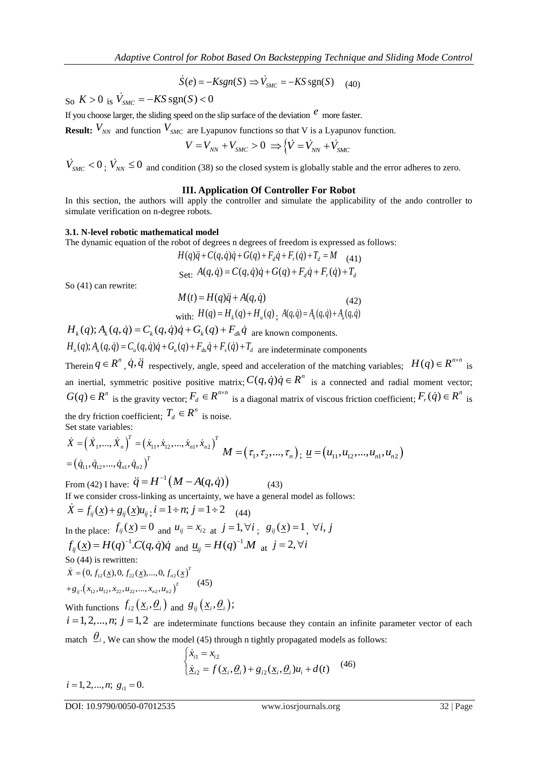$$\dot{S}(e) = -Ksgn(S) \Rightarrow \dot{V}_{SMC} = -KS\,\text{sgn}(S) \quad (40)$$

So $K > 0$ is $\dot{V}_{SMC} = -KS\,\text{sgn}(S) < 0$

If you choose larger, the sliding speed on the slip surface of the deviation $e$ more faster.

**Result:** $V_{NN}$ and function $V_{SMC}$ are Lyapunov functions so that V is a Lyapunov function.

$$V = V_{NN} + V_{SMC} > 0 \Rightarrow \left\{\dot{V} = \dot{V}_{NN} + \dot{V}_{SMC}\right.$$

$\dot{V}_{SMC} < 0$ ; $\dot{V}_{NN} \leq 0$ and condition (38) so the closed system is globally stable and the error adheres to zero.

## III. Application Of Controller For Robot

In this section, the authors will apply the controller and simulate the applicability of the ando controller to simulate verification on n-degree robots.

### 3.1. N-level robotic mathematical model

The dynamic equation of the robot of degrees n degrees of freedom is expressed as follows:

$$H(q)\ddot{q} + C(q,\dot{q})\dot{q} + G(q) + F_d\dot{q} + F_r(\dot{q}) + T_d = M \quad (41)$$

Set: $A(q,\dot{q}) = C(q,\dot{q})\dot{q} + G(q) + F_d\dot{q} + F_r(\dot{q}) + T_d$

So (41) can rewrite:

$$M(t) = H(q)\ddot{q} + A(q,\dot{q}) \quad (42)$$

with: $H(q) = H_k(q) + H_u(q)$ ; $A(q,\dot{q}) = A_k(q,\dot{q}) + A_u(q,\dot{q})$

$H_k(q); A_k(q,\dot{q}) = C_k(q,\dot{q})\dot{q} + G_k(q) + F_{dk}\dot{q}$ are known components.

$H_u(q); A_u(q,\dot{q}) = C_u(q,\dot{q})\dot{q} + G_u(q) + F_{du}\dot{q} + F_s(\dot{q}) + T_d$ are indeterminate components

Therein $q \in R^n$ , $\dot{q}, \ddot{q}$ respectively, angle, speed and acceleration of the matching variables; $H(q) \in R^{n\times n}$ is an inertial, symmetric positive positive matrix; $C(q,\dot{q})\dot{q} \in R^n$ is a connected and radial moment vector; $G(q) \in R^n$ is the gravity vector; $F_d \in R^{n\times n}$ is a diagonal matrix of viscous friction coefficient; $F_r(\dot{q}) \in R^n$ is the dry friction coefficient; $T_d \in R^n$ is noise.

Set state variables:

$$\dot{X} = \left(\dot{X}_1,...,\dot{X}_n\right)^T = \left(\dot{x}_{11},\dot{x}_{12},...,\dot{x}_{n1},\dot{x}_{n2}\right)^T = \left(\dot{q}_{11},\dot{q}_{12},...,\dot{q}_{n1},\dot{q}_{n2}\right)^T \quad M = \left(\tau_1,\tau_2,...,\tau_n\right);\ \underline{u} = \left(u_{11},u_{12},...,u_{n1},u_{n2}\right)$$

From (42) I have: $\ddot{q} = H^{-1}\left(M - A(q,\dot{q})\right)$ (43)

If we consider cross-linking as uncertainty, we have a general model as follows:

$$\dot{X} = f_{ij}(\underline{x}) + g_{ij}(\underline{x})u_{ij};\ i = 1 \div n;\ j = 1 \div 2 \quad (44)$$

In the place: $f_{ij}(\underline{x}) = 0$ and $u_{ij} = x_{i2}$ at $j = 1, \forall i$ ; $g_{ij}(\underline{x}) = 1$ , $\forall i, j$

$f_{ij}(\underline{x}) = H(q)^{-1}.C(q,\dot{q})\dot{q}$ and $\underline{u}_{ij} = H(q)^{-1}.M$ at $j = 2, \forall i$

So (44) is rewritten:

$$\dot{X} = \left(0, f_{12}(\underline{x}), 0, f_{22}(\underline{x}),...,0, f_{n2}(\underline{x})\right)^T + g_{ij}.\left(x_{12},u_{12},x_{22},u_{22},...,x_{n2},u_{n2}\right)^T \quad (45)$$

With functions $f_{i2}\left(\underline{x}_i,\underline{\theta}_i\right)$ and $g_{ij}\left(\underline{x}_i,\underline{\theta}_i\right)$;

$i = 1,2,...,n;\ j = 1,2$ are indeterminate functions because they contain an infinite parameter vector of each match $\underline{\theta}_i$ , We can show the model (45) through n tightly propagated models as follows:

$$\begin{cases} \dot{x}_{i1} = x_{i2} \\ \dot{\underline{x}}_{i2} = f(\underline{x}_i,\underline{\theta}_i) + g_{i2}(\underline{x}_i,\underline{\theta}_i)u_i + d(t) \end{cases} \quad (46)$$

$i = 1,2,...,n;\ g_{i1} = 0.$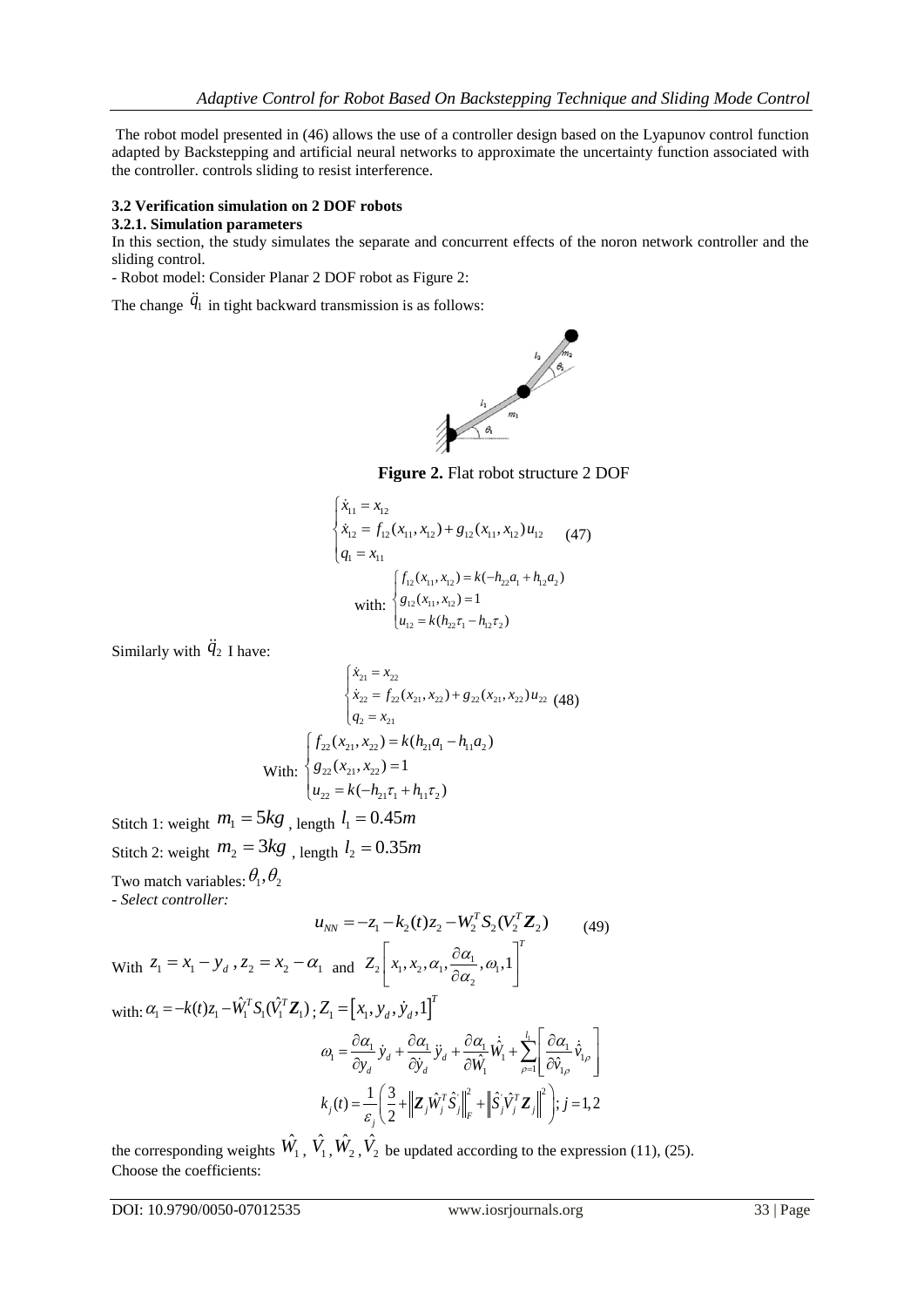The robot model presented in (46) allows the use of a controller design based on the Lyapunov control function adapted by Backstepping and artificial neural networks to approximate the uncertainty function associated with the controller. controls sliding to resist interference.

### 3.2 Verification simulation on 2 DOF robots

#### 3.2.1. Simulation parameters

In this section, the study simulates the separate and concurrent effects of the noron network controller and the sliding control.

- Robot model: Consider Planar 2 DOF robot as Figure 2:

The change $\ddot{q}_1$ in tight backward transmission is as follows:

**Figure 2.** Flat robot structure 2 DOF

$$\begin{cases} \dot{x}_{11} = x_{12} \\ \dot{x}_{12} = f_{12}(x_{11}, x_{12}) + g_{12}(x_{11}, x_{12})u_{12} \\ q_1 = x_{11} \end{cases} \quad (47)$$

$$\text{with: } \begin{cases} f_{12}(x_{11}, x_{12}) = k(-h_{22}a_1 + h_{12}a_2) \\ g_{12}(x_{11}, x_{12}) = 1 \\ u_{12} = k(h_{22}\tau_1 - h_{12}\tau_2) \end{cases}$$

Similarly with $\ddot{q}_2$ I have:

$$\begin{cases} \dot{x}_{21} = x_{22} \\ \dot{x}_{22} = f_{22}(x_{21}, x_{22}) + g_{22}(x_{21}, x_{22})u_{22} \\ q_2 = x_{21} \end{cases} \quad (48)$$

$$\text{With: } \begin{cases} f_{22}(x_{21}, x_{22}) = k(h_{21}a_1 - h_{11}a_2) \\ g_{22}(x_{21}, x_{22}) = 1 \\ u_{22} = k(-h_{21}\tau_1 + h_{11}\tau_2) \end{cases}$$

Stitch 1: weight $m_1 = 5kg$ , length $l_1 = 0.45m$

Stitch 2: weight $m_2 = 3kg$ , length $l_2 = 0.35m$

Two match variables: $\theta_1, \theta_2$

- *Select controller:*

$$u_{NN} = -z_1 - k_2(t)z_2 - W_2^T S_2(V_2^T \mathbf{Z}_2) \quad (49)$$

With $z_1 = x_1 - y_d$ , $z_2 = x_2 - \alpha_1$ and $Z_2\left[x_1, x_2, \alpha_1, \dfrac{\partial \alpha_1}{\partial \alpha_2}, \omega_1, 1\right]^T$

with: $\alpha_1 = -k(t)z_1 - \hat{W}_1^T S_1(\hat{V}_1^T \mathbf{Z}_1)$ ; $Z_1 = \left[x_1, y_d, \dot{y}_d, 1\right]^T$

$$\omega_1 = \frac{\partial \alpha_1}{\partial y_d}\dot{y}_d + \frac{\partial \alpha_1}{\partial \dot{y}_d}\ddot{y}_d + \frac{\partial \alpha_1}{\partial \hat{W}_1}\dot{\hat{W}}_1 + \sum_{\rho=1}^{l_1}\left[\frac{\partial \alpha_1}{\partial \hat{v}_{1\rho}}\dot{\hat{v}}_{1\rho}\right]$$

$$k_j(t) = \frac{1}{\varepsilon_j}\left(\frac{3}{2} + \left\|\mathbf{Z}_j \hat{W}_j^T \hat{S}_j\right\|_F^2 + \left\|\hat{S}_j \hat{V}_j^T \mathbf{Z}_j\right\|^2\right); j = 1, 2$$

the corresponding weights $\hat{W}_1$ , $\hat{V}_1, \hat{W}_2, \hat{V}_2$ be updated according to the expression (11), (25).

Choose the coefficients: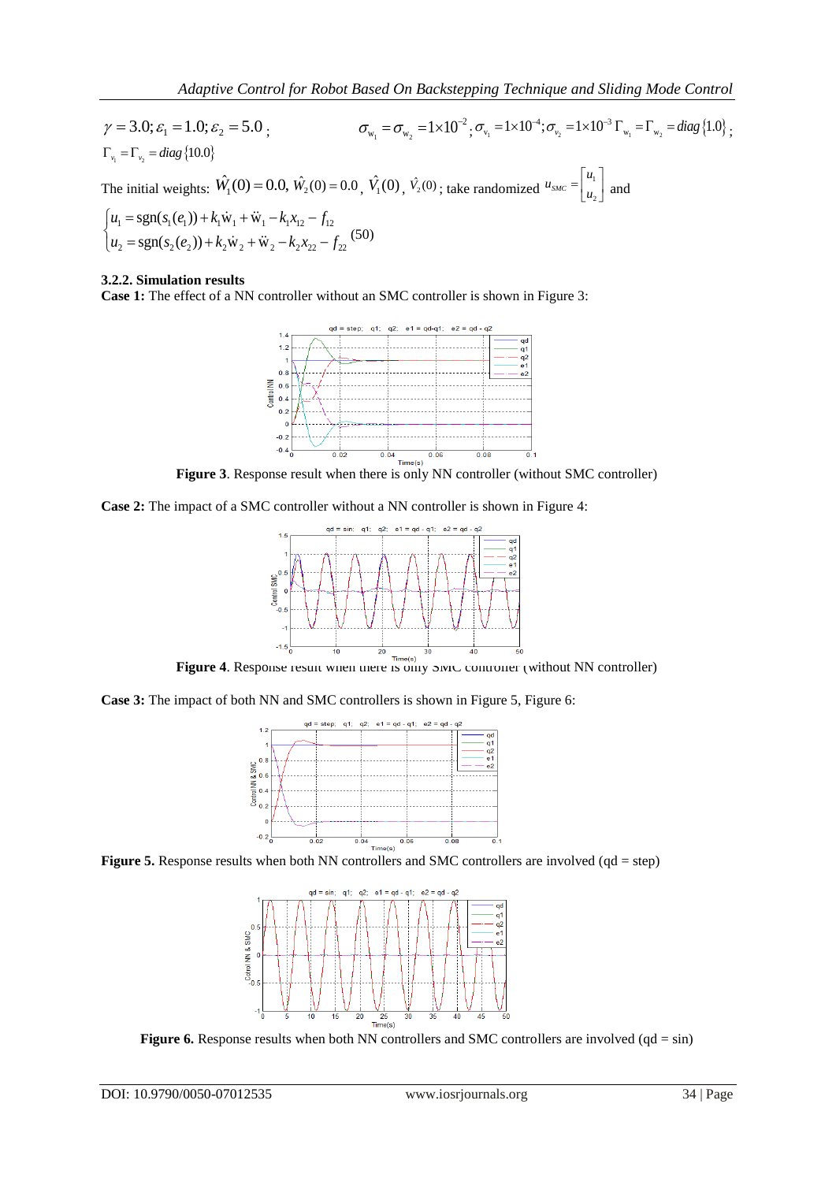$\gamma = 3.0; \varepsilon_1 = 1.0; \varepsilon_2 = 5.0$ ; $\sigma_{w_1} = \sigma_{w_2} = 1\times10^{-2}; \sigma_{v_1} = 1\times10^{-4}; \sigma_{v_2} = 1\times10^{-3}\ \Gamma_{w_1} = \Gamma_{w_2} = diag\{1.0\}$ ; $\Gamma_{v_1} = \Gamma_{v_2} = diag\{10.0\}$

The initial weights: $\hat{W}_1(0) = 0.0,\ \hat{W}_2(0) = 0.0$ , $\hat{V}_1(0)$ , $\hat{V}_2(0)$ ; take randomized $u_{SMC} = \begin{bmatrix} u_1 \\ u_2 \end{bmatrix}$ and

$$\begin{cases} u_1 = \operatorname{sgn}(s_1(e_1)) + k_1\dot{w}_1 + \ddot{w}_1 - k_1 x_{12} - f_{12} \\ u_2 = \operatorname{sgn}(s_2(e_2)) + k_2\dot{w}_2 + \ddot{w}_2 - k_2 x_{22} - f_{22} \end{cases} \quad (50)$$

### 3.2.2. Simulation results

**Case 1:** The effect of a NN controller without an SMC controller is shown in Figure 3:

**Figure 3**. Response result when there is only NN controller (without SMC controller)

**Case 2:** The impact of a SMC controller without a NN controller is shown in Figure 4:

**Figure 4**. Response result when there is only SMC controller (without NN controller)

**Case 3:** The impact of both NN and SMC controllers is shown in Figure 5, Figure 6:

**Figure 5.** Response results when both NN controllers and SMC controllers are involved (qd = step)

**Figure 6.** Response results when both NN controllers and SMC controllers are involved (qd = sin)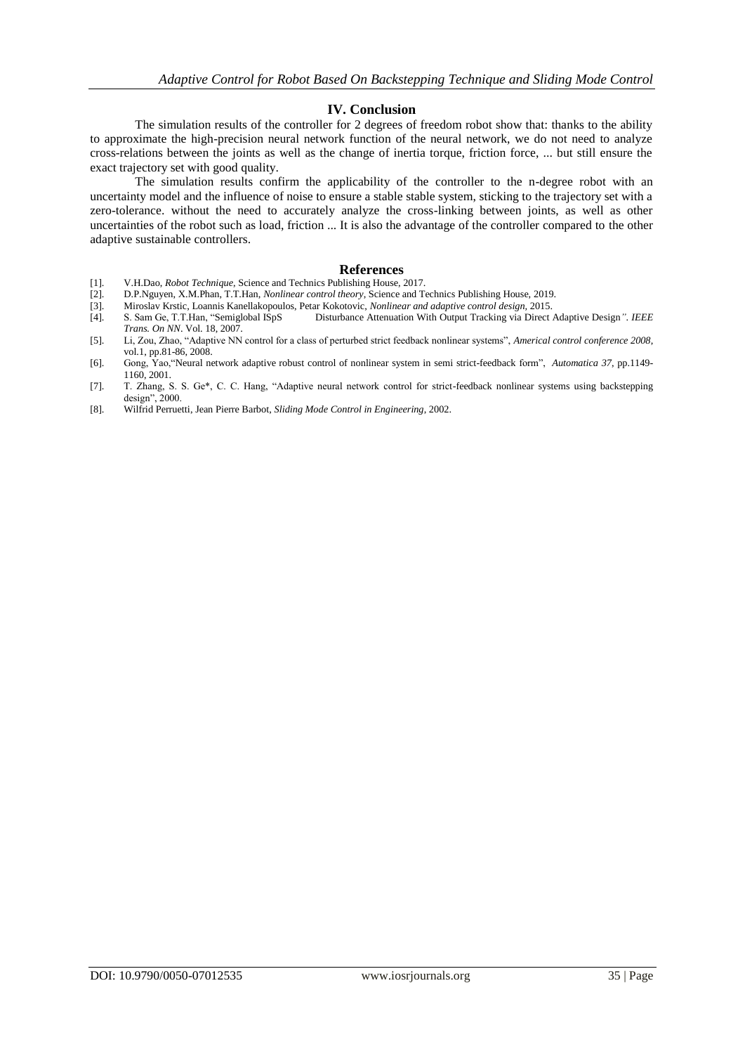## IV. Conclusion

The simulation results of the controller for 2 degrees of freedom robot show that: thanks to the ability to approximate the high-precision neural network function of the neural network, we do not need to analyze cross-relations between the joints as well as the change of inertia torque, friction force, ... but still ensure the exact trajectory set with good quality.

The simulation results confirm the applicability of the controller to the n-degree robot with an uncertainty model and the influence of noise to ensure a stable stable system, sticking to the trajectory set with a zero-tolerance. without the need to accurately analyze the cross-linking between joints, as well as other uncertainties of the robot such as load, friction ... It is also the advantage of the controller compared to the other adaptive sustainable controllers.

## References

[1]. V.H.Dao, *Robot Technique*, Science and Technics Publishing House, 2017.

[2]. D.P.Nguyen, X.M.Phan, T.T.Han, *Nonlinear control theory*, Science and Technics Publishing House, 2019.

[3]. Miroslav Krstic, Loannis Kanellakopoulos, Petar Kokotovic, *Nonlinear and adaptive control design*, 2015.

[4]. S. Sam Ge, T.T.Han, "Semiglobal ISpS Disturbance Attenuation With Output Tracking via Direct Adaptive Design*". IEEE Trans. On NN*. Vol. 18, 2007.

[5]. Li, Zou, Zhao, "Adaptive NN control for a class of perturbed strict feedback nonlinear systems", *Americal control conference 2008*, vol.1, pp.81-86, 2008.

[6]. Gong, Yao,"Neural network adaptive robust control of nonlinear system in semi strict-feedback form", *Automatica 37*, pp.1149-1160, 2001.

[7]. T. Zhang, S. S. Ge*, C. C. Hang, "Adaptive neural network control for strict-feedback nonlinear systems using backstepping design", 2000.

[8]. Wilfrid Perruetti, Jean Pierre Barbot, *Sliding Mode Control in Engineering*, 2002.